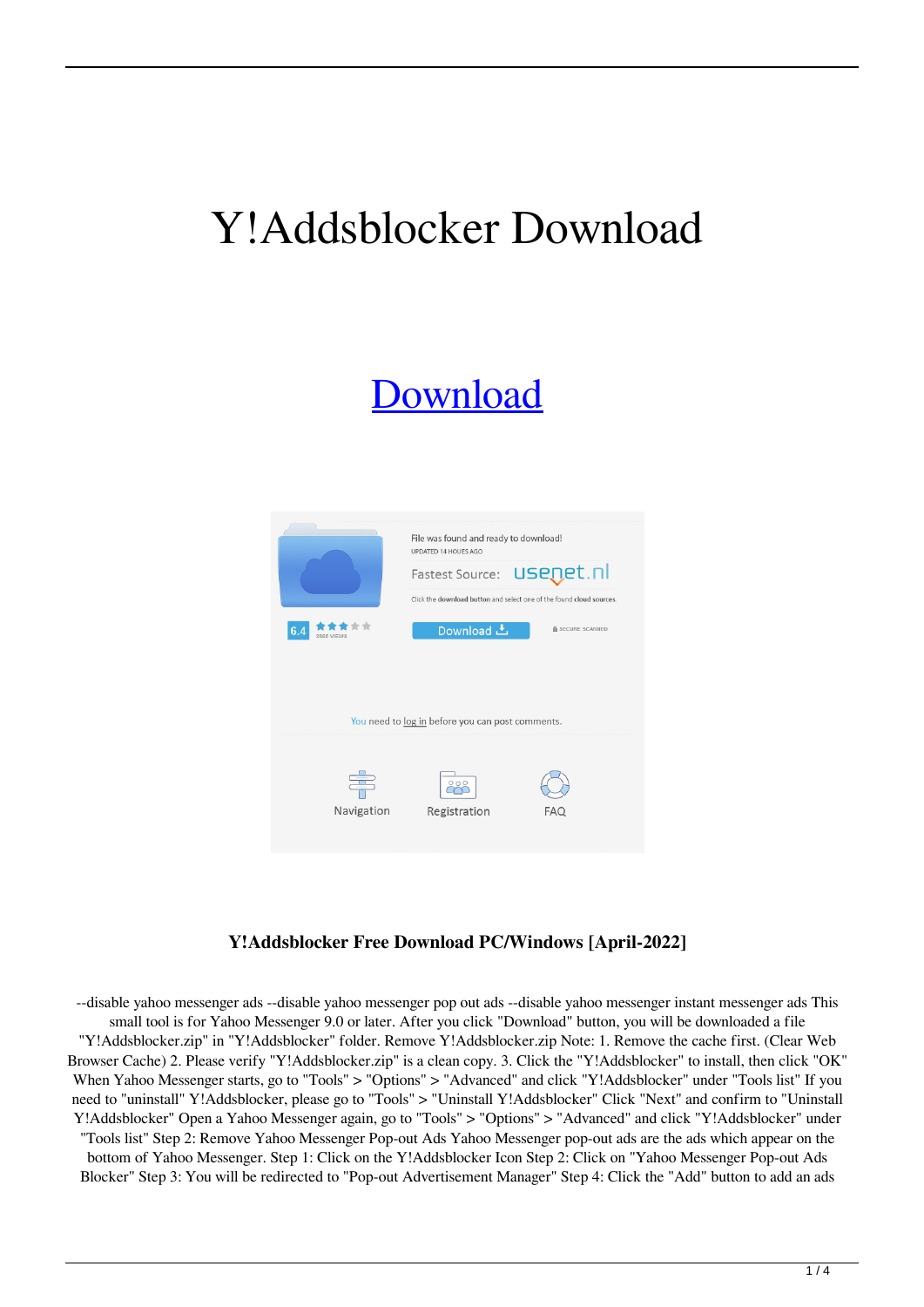# Y!Addsblocker Download

Download

### Y!Addsblocker Free Download PC/Windows [April-2022]

--disable yahoo messenger ads --disable yahoo messenger pop out ads --disable yahoo messenger instant messenger ads This small tool is for Yahoo Messenger 9.0 or later. After you click "Download" button, you will be downloaded a file "Y!Addsblocker.zip" in "Y!Addsblocker" folder. Remove Y!Addsblocker.zip Note: 1. Remove the cache first. (Clear Web Browser Cache) 2. Please verify "Y!Addsblocker.zip" is a clean copy. 3. Click the "Y!Addsblocker" to install, then click "OK" When Yahoo Messenger starts, go to "Tools" > "Options" > "Advanced" and click "Y!Addsblocker" under "Tools list" If you need to "uninstall" Y!Addsblocker, please go to "Tools" > "Uninstall Y!Addsblocker" Click "Next" and confirm to "Uninstall Y!Addsblocker" Open a Yahoo Messenger again, go to "Tools" > "Options" > "Advanced" and click "Y!Addsblocker" under "Tools list" Step 2: Remove Yahoo Messenger Pop-out Ads Yahoo Messenger pop-out ads are the ads which appear on the bottom of Yahoo Messenger. Step 1: Click on the Y!Addsblocker Icon Step 2: Click on "Yahoo Messenger Pop-out Ads Blocker" Step 3: You will be redirected to "Pop-out Advertisement Manager" Step 4: Click the "Add" button to add an ads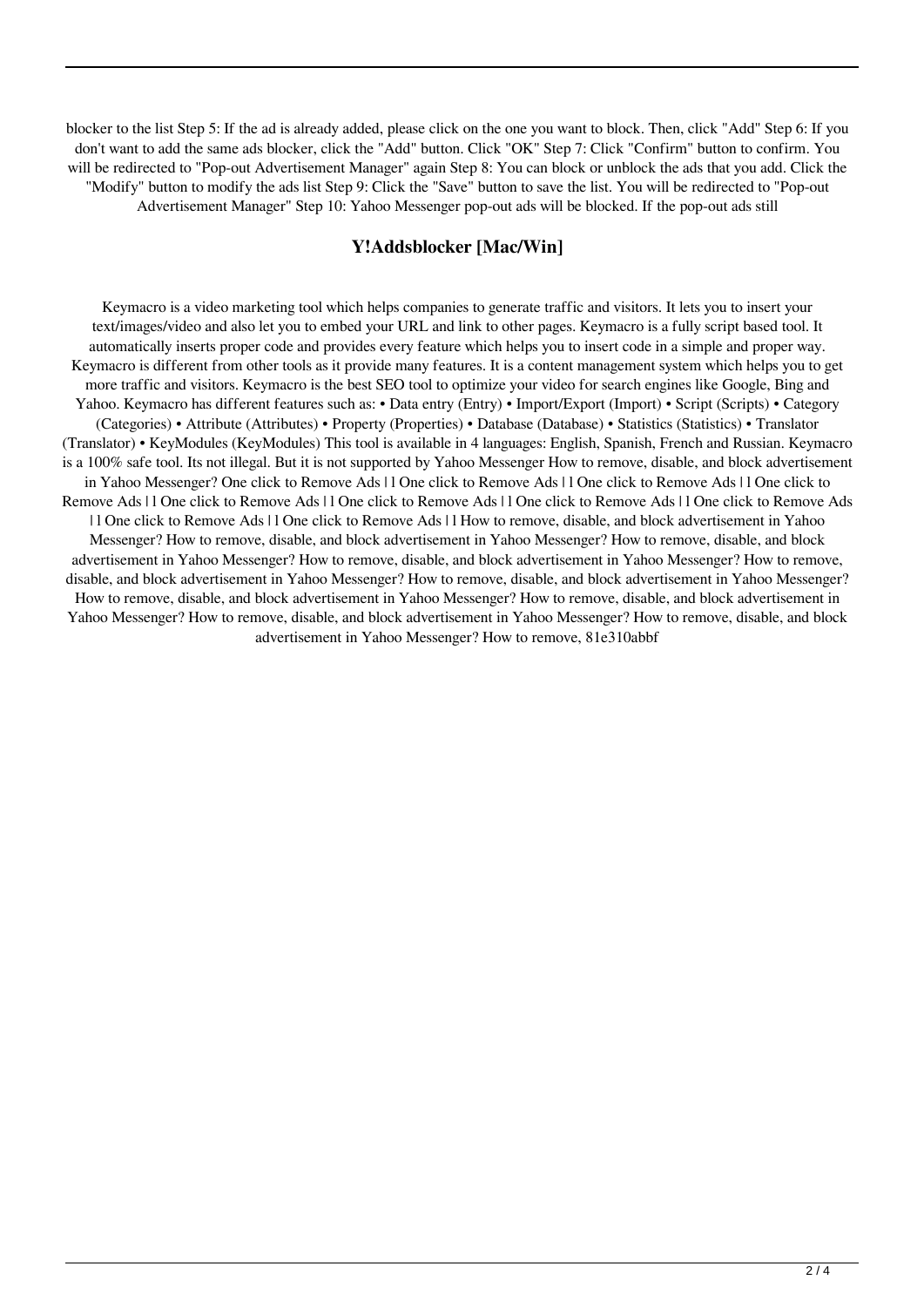blocker to the list Step 5: If the ad is already added, please click on the one you want to block. Then, click "Add" Step 6: If you don't want to add the same ads blocker, click the "Add" button. Click "OK" Step 7: Click "Confirm" button to confirm. You will be redirected to "Pop-out Advertisement Manager" again Step 8: You can block or unblock the ads that you add. Click the "Modify" button to modify the ads list Step 9: Click the "Save" button to save the list. You will be redirected to "Pop-out Advertisement Manager" Step 10: Yahoo Messenger pop-out ads will be blocked. If the pop-out ads still

## Y!Addsblocker [Mac/Win]

Keymacro is a video marketing tool which helps companies to generate traffic and visitors. It lets you to insert your text/images/video and also let you to embed your URL and link to other pages. Keymacro is a fully script based tool. It automatically inserts proper code and provides every feature which helps you to insert code in a simple and proper way. Keymacro is different from other tools as it provide many features. It is a content management system which helps you to get more traffic and visitors. Keymacro is the best SEO tool to optimize your video for search engines like Google, Bing and Yahoo. Keymacro has different features such as: • Data entry (Entry) • Import/Export (Import) • Script (Scripts) • Category (Categories) • Attribute (Attributes) • Property (Properties) • Database (Database) • Statistics (Statistics) • Translator (Translator) • KeyModules (KeyModules) This tool is available in 4 languages: English, Spanish, French and Russian. Keymacro is a 100% safe tool. Its not illegal. But it is not supported by Yahoo Messenger How to remove, disable, and block advertisement in Yahoo Messenger? One click to Remove Ads | l One click to Remove Ads | l One click to Remove Ads | l One click to Remove Ads | l One click to Remove Ads | l One click to Remove Ads | l One click to Remove Ads | l One click to Remove Ads | l One click to Remove Ads | l One click to Remove Ads | l How to remove, disable, and block advertisement in Yahoo Messenger? How to remove, disable, and block advertisement in Yahoo Messenger? How to remove, disable, and block advertisement in Yahoo Messenger? How to remove, disable, and block advertisement in Yahoo Messenger? How to remove, disable, and block advertisement in Yahoo Messenger? How to remove, disable, and block advertisement in Yahoo Messenger? How to remove, disable, and block advertisement in Yahoo Messenger? How to remove, disable, and block advertisement in Yahoo Messenger? How to remove, disable, and block advertisement in Yahoo Messenger? How to remove, disable, and block advertisement in Yahoo Messenger? How to remove, 81e310abbf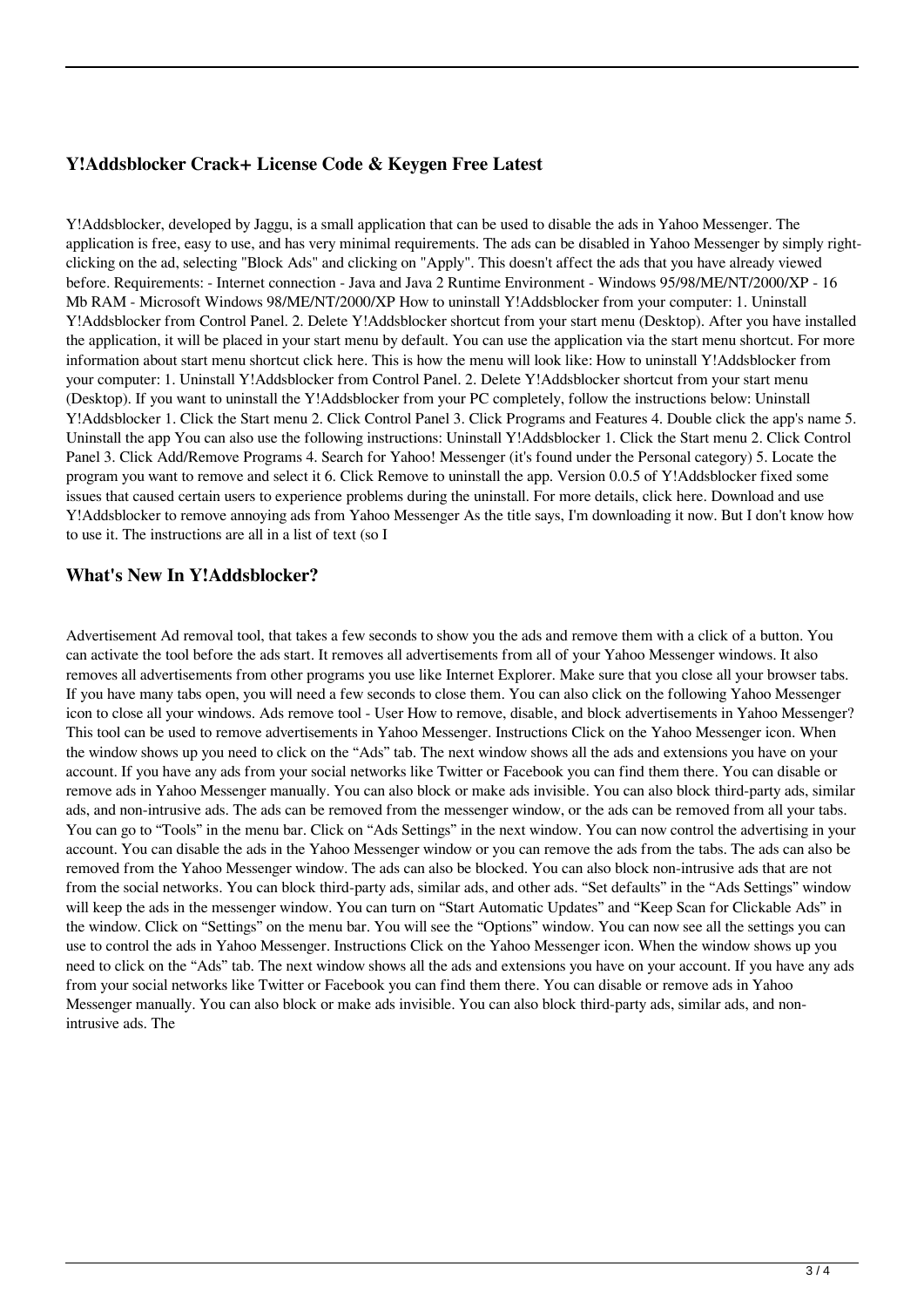### Y!Addsblocker Crack+ License Code & Keygen Free Latest

Y!Addsblocker, developed by Jaggu, is a small application that can be used to disable the ads in Yahoo Messenger. The application is free, easy to use, and has very minimal requirements. The ads can be disabled in Yahoo Messenger by simply right-clicking on the ad, selecting "Block Ads" and clicking on "Apply". This doesn't affect the ads that you have already viewed before. Requirements: - Internet connection - Java and Java 2 Runtime Environment - Windows 95/98/ME/NT/2000/XP - 16 Mb RAM - Microsoft Windows 98/ME/NT/2000/XP How to uninstall Y!Addsblocker from your computer: 1. Uninstall Y!Addsblocker from Control Panel. 2. Delete Y!Addsblocker shortcut from your start menu (Desktop). After you have installed the application, it will be placed in your start menu by default. You can use the application via the start menu shortcut. For more information about start menu shortcut click here. This is how the menu will look like: How to uninstall Y!Addsblocker from your computer: 1. Uninstall Y!Addsblocker from Control Panel. 2. Delete Y!Addsblocker shortcut from your start menu (Desktop). If you want to uninstall the Y!Addsblocker from your PC completely, follow the instructions below: Uninstall Y!Addsblocker 1. Click the Start menu 2. Click Control Panel 3. Click Programs and Features 4. Double click the app's name 5. Uninstall the app You can also use the following instructions: Uninstall Y!Addsblocker 1. Click the Start menu 2. Click Control Panel 3. Click Add/Remove Programs 4. Search for Yahoo! Messenger (it's found under the Personal category) 5. Locate the program you want to remove and select it 6. Click Remove to uninstall the app. Version 0.0.5 of Y!Addsblocker fixed some issues that caused certain users to experience problems during the uninstall. For more details, click here. Download and use Y!Addsblocker to remove annoying ads from Yahoo Messenger As the title says, I'm downloading it now. But I don't know how to use it. The instructions are all in a list of text (so I

### What's New In Y!Addsblocker?

Advertisement Ad removal tool, that takes a few seconds to show you the ads and remove them with a click of a button. You can activate the tool before the ads start. It removes all advertisements from all of your Yahoo Messenger windows. It also removes all advertisements from other programs you use like Internet Explorer. Make sure that you close all your browser tabs. If you have many tabs open, you will need a few seconds to close them. You can also click on the following Yahoo Messenger icon to close all your windows. Ads remove tool - User How to remove, disable, and block advertisements in Yahoo Messenger? This tool can be used to remove advertisements in Yahoo Messenger. Instructions Click on the Yahoo Messenger icon. When the window shows up you need to click on the “Ads” tab. The next window shows all the ads and extensions you have on your account. If you have any ads from your social networks like Twitter or Facebook you can find them there. You can disable or remove ads in Yahoo Messenger manually. You can also block or make ads invisible. You can also block third-party ads, similar ads, and non-intrusive ads. The ads can be removed from the messenger window, or the ads can be removed from all your tabs. You can go to “Tools” in the menu bar. Click on “Ads Settings” in the next window. You can now control the advertising in your account. You can disable the ads in the Yahoo Messenger window or you can remove the ads from the tabs. The ads can also be removed from the Yahoo Messenger window. The ads can also be blocked. You can also block non-intrusive ads that are not from the social networks. You can block third-party ads, similar ads, and other ads. “Set defaults” in the “Ads Settings” window will keep the ads in the messenger window. You can turn on “Start Automatic Updates” and “Keep Scan for Clickable Ads” in the window. Click on “Settings” on the menu bar. You will see the “Options” window. You can now see all the settings you can use to control the ads in Yahoo Messenger. Instructions Click on the Yahoo Messenger icon. When the window shows up you need to click on the “Ads” tab. The next window shows all the ads and extensions you have on your account. If you have any ads from your social networks like Twitter or Facebook you can find them there. You can disable or remove ads in Yahoo Messenger manually. You can also block or make ads invisible. You can also block third-party ads, similar ads, and non-intrusive ads. The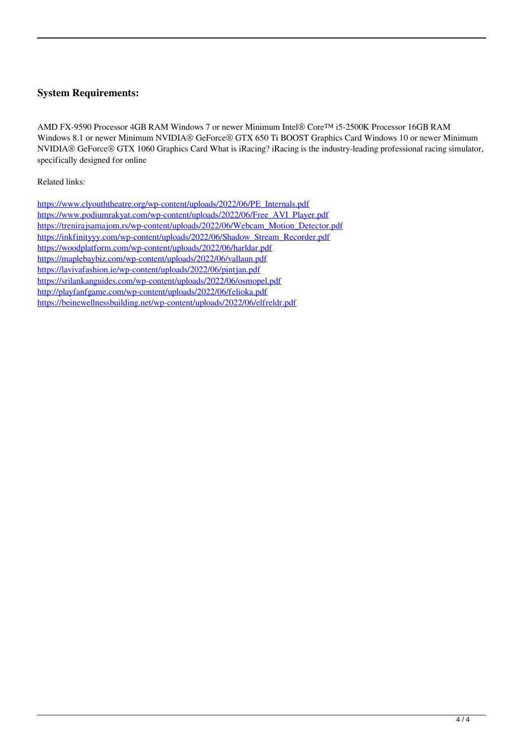## System Requirements:

AMD FX-9590 Processor 4GB RAM Windows 7 or newer Minimum Intel® Core™ i5-2500K Processor 16GB RAM Windows 8.1 or newer Minimum NVIDIA® GeForce® GTX 650 Ti BOOST Graphics Card Windows 10 or newer Minimum NVIDIA® GeForce® GTX 1060 Graphics Card What is iRacing? iRacing is the industry-leading professional racing simulator, specifically designed for online

Related links:

https://www.clyouththeatre.org/wp-content/uploads/2022/06/PE_Internals.pdf
https://www.podiumrakyat.com/wp-content/uploads/2022/06/Free_AVI_Player.pdf
https://trenirajsamajom.rs/wp-content/uploads/2022/06/Webcam_Motion_Detector.pdf
https://inkfinityyy.com/wp-content/uploads/2022/06/Shadow_Stream_Recorder.pdf
https://woodplatform.com/wp-content/uploads/2022/06/harldar.pdf
https://maplebaybiz.com/wp-content/uploads/2022/06/vallaun.pdf
https://lavivafashion.ie/wp-content/uploads/2022/06/pintjan.pdf
https://srilankanguides.com/wp-content/uploads/2022/06/osmopel.pdf
http://playfanfgame.com/wp-content/uploads/2022/06/felioka.pdf
https://beinewellnessbuilding.net/wp-content/uploads/2022/06/elfreldr.pdf